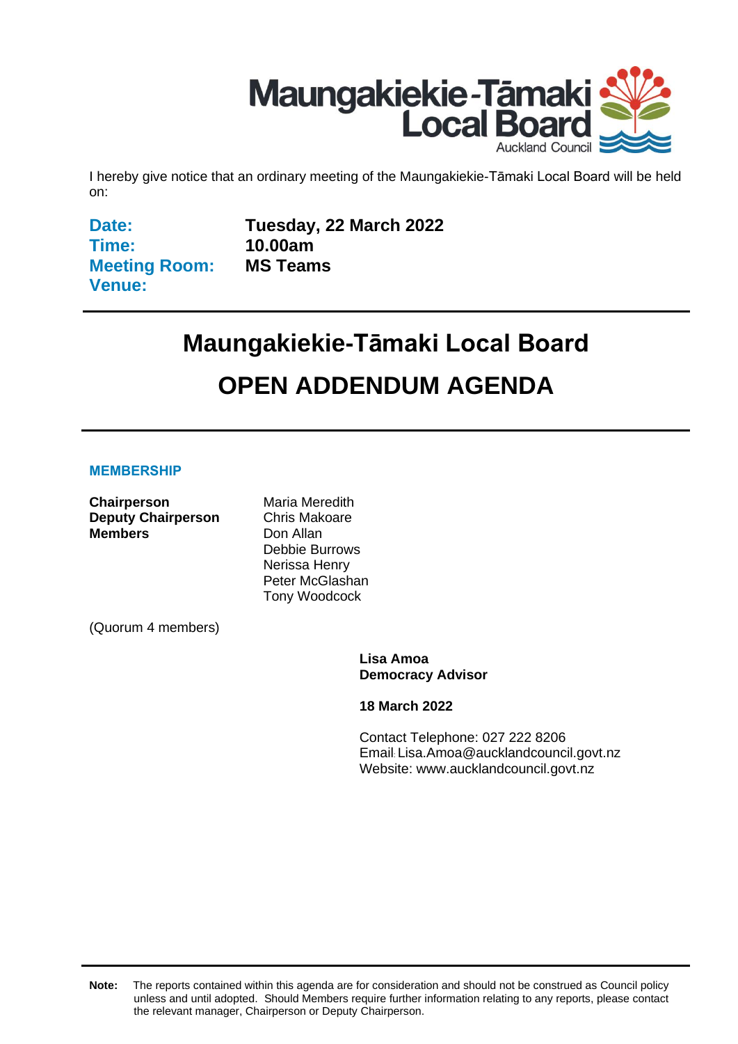Maungakiekie-Tāmaki Local Board
Auckland Council

I hereby give notice that an ordinary meeting of the Maungakiekie-Tāmaki Local Board will be held on:

| | |
|---|---|
| **Date:** | **Tuesday, 22 March 2022** |
| **Time:** | **10.00am** |
| **Meeting Room:** | **MS Teams** |
| **Venue:** | |

# Maungakiekie-Tāmaki Local Board

# OPEN ADDENDUM AGENDA

## MEMBERSHIP

| | |
|---|---|
| **Chairperson** | Maria Meredith |
| **Deputy Chairperson** | Chris Makoare |
| **Members** | Don Allan |
| | Debbie Burrows |
| | Nerissa Henry |
| | Peter McGlashan |
| | Tony Woodcock |

(Quorum 4 members)

**Lisa Amoa**
**Democracy Advisor**

**18 March 2022**

Contact Telephone: 027 222 8206
Email: Lisa.Amoa@aucklandcouncil.govt.nz
Website: www.aucklandcouncil.govt.nz

**Note:** The reports contained within this agenda are for consideration and should not be construed as Council policy unless and until adopted. Should Members require further information relating to any reports, please contact the relevant manager, Chairperson or Deputy Chairperson.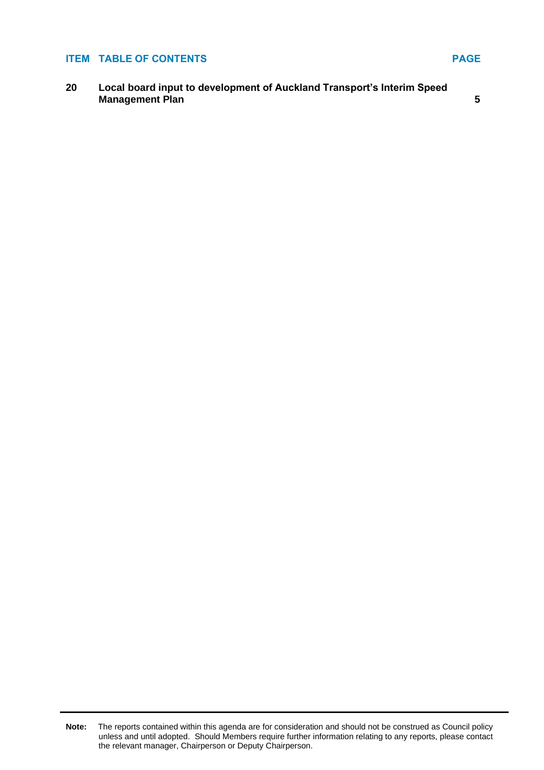| ITEM | TABLE OF CONTENTS | PAGE |
| --- | --- | --- |
| **20** | **Local board input to development of Auckland Transport's Interim Speed Management Plan** | **5** |

**Note:** The reports contained within this agenda are for consideration and should not be construed as Council policy unless and until adopted. Should Members require further information relating to any reports, please contact the relevant manager, Chairperson or Deputy Chairperson.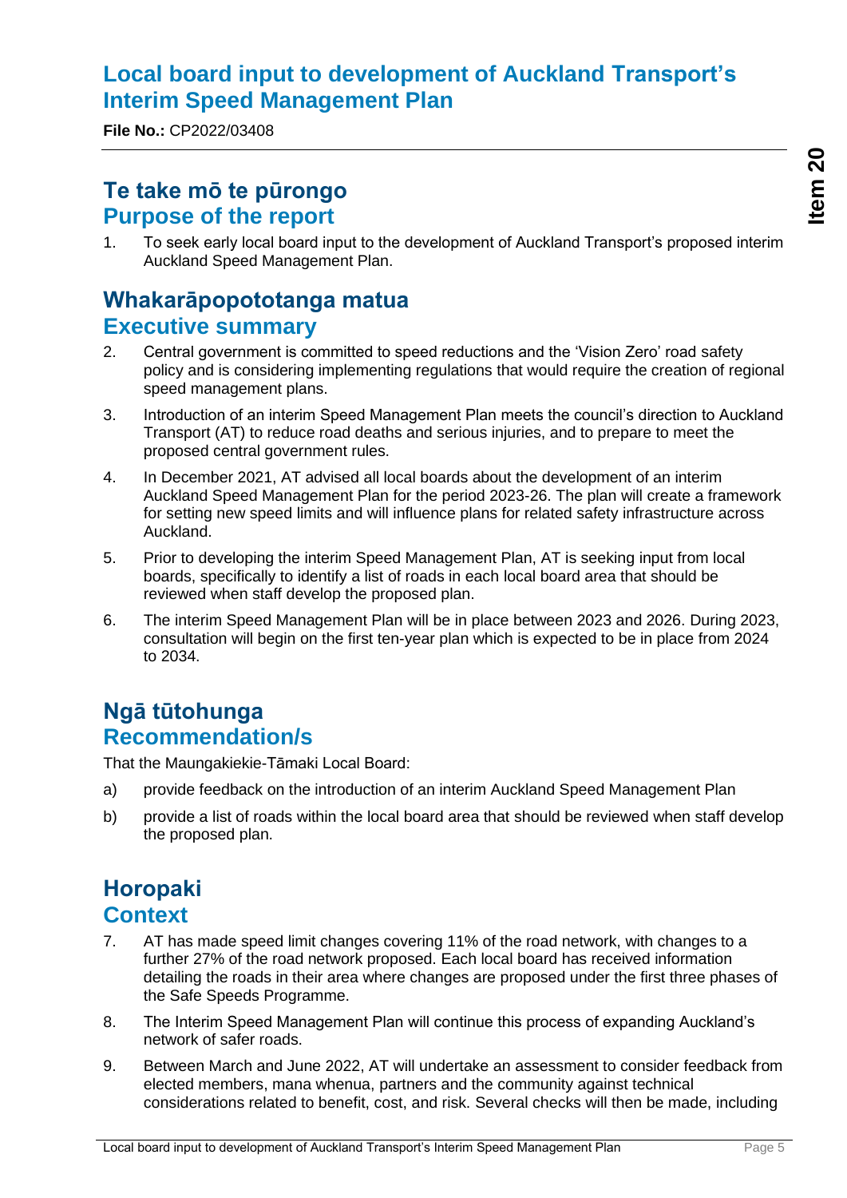# Local board input to development of Auckland Transport's Interim Speed Management Plan

**File No.:** CP2022/03408

## Te take mō te pūrongo
## Purpose of the report

1. To seek early local board input to the development of Auckland Transport's proposed interim Auckland Speed Management Plan.

## Whakarāpopototanga matua
## Executive summary

2. Central government is committed to speed reductions and the 'Vision Zero' road safety policy and is considering implementing regulations that would require the creation of regional speed management plans.

3. Introduction of an interim Speed Management Plan meets the council's direction to Auckland Transport (AT) to reduce road deaths and serious injuries, and to prepare to meet the proposed central government rules.

4. In December 2021, AT advised all local boards about the development of an interim Auckland Speed Management Plan for the period 2023-26. The plan will create a framework for setting new speed limits and will influence plans for related safety infrastructure across Auckland.

5. Prior to developing the interim Speed Management Plan, AT is seeking input from local boards, specifically to identify a list of roads in each local board area that should be reviewed when staff develop the proposed plan.

6. The interim Speed Management Plan will be in place between 2023 and 2026. During 2023, consultation will begin on the first ten-year plan which is expected to be in place from 2024 to 2034.

## Ngā tūtohunga
## Recommendation/s

That the Maungakiekie-Tāmaki Local Board:

a) provide feedback on the introduction of an interim Auckland Speed Management Plan

b) provide a list of roads within the local board area that should be reviewed when staff develop the proposed plan.

## Horopaki
## Context

7. AT has made speed limit changes covering 11% of the road network, with changes to a further 27% of the road network proposed. Each local board has received information detailing the roads in their area where changes are proposed under the first three phases of the Safe Speeds Programme.

8. The Interim Speed Management Plan will continue this process of expanding Auckland's network of safer roads.

9. Between March and June 2022, AT will undertake an assessment to consider feedback from elected members, mana whenua, partners and the community against technical considerations related to benefit, cost, and risk. Several checks will then be made, including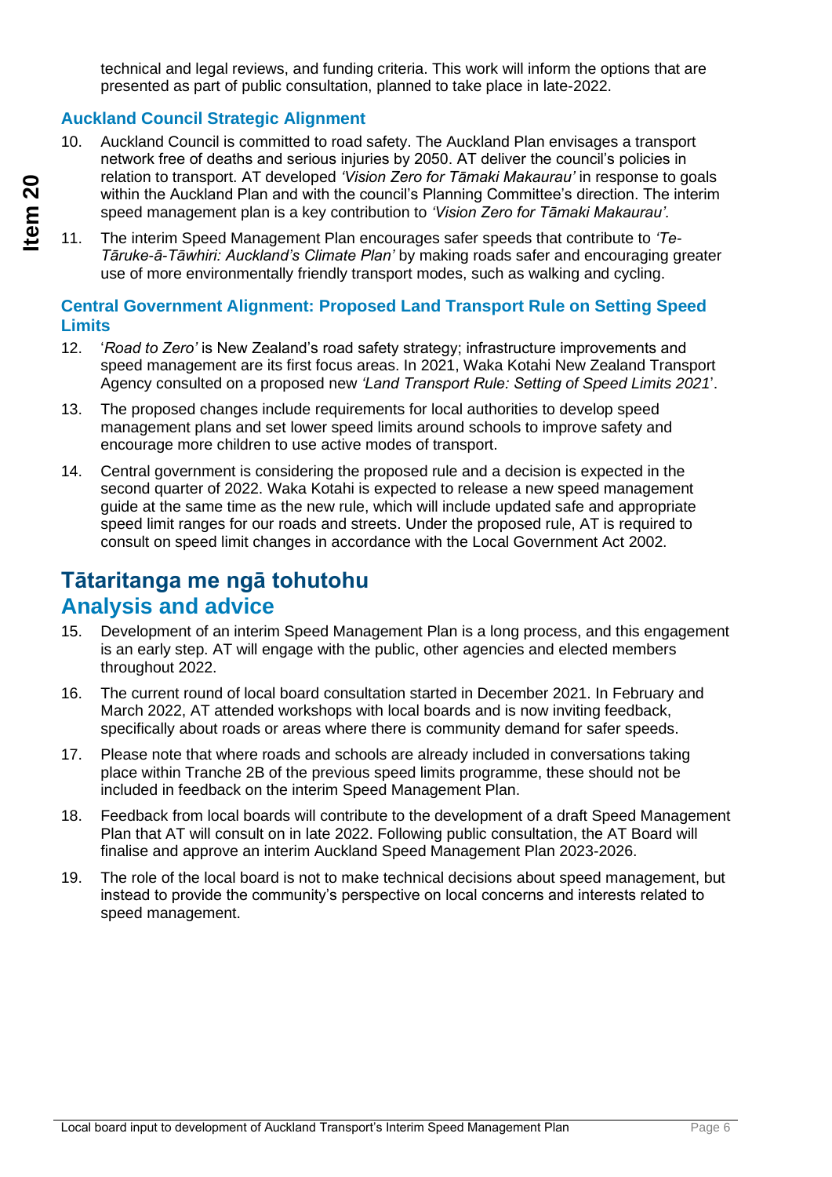technical and legal reviews, and funding criteria. This work will inform the options that are presented as part of public consultation, planned to take place in late-2022.

### Auckland Council Strategic Alignment

10. Auckland Council is committed to road safety. The Auckland Plan envisages a transport network free of deaths and serious injuries by 2050. AT deliver the council's policies in relation to transport. AT developed *'Vision Zero for Tāmaki Makaurau'* in response to goals within the Auckland Plan and with the council's Planning Committee's direction. The interim speed management plan is a key contribution to *'Vision Zero for Tāmaki Makaurau'*.

11. The interim Speed Management Plan encourages safer speeds that contribute to *'Te-Tāruke-ā-Tāwhiri: Auckland's Climate Plan'* by making roads safer and encouraging greater use of more environmentally friendly transport modes, such as walking and cycling.

### Central Government Alignment: Proposed Land Transport Rule on Setting Speed Limits

12. '*Road to Zero'* is New Zealand's road safety strategy; infrastructure improvements and speed management are its first focus areas. In 2021, Waka Kotahi New Zealand Transport Agency consulted on a proposed new *'Land Transport Rule: Setting of Speed Limits 2021*'.

13. The proposed changes include requirements for local authorities to develop speed management plans and set lower speed limits around schools to improve safety and encourage more children to use active modes of transport.

14. Central government is considering the proposed rule and a decision is expected in the second quarter of 2022. Waka Kotahi is expected to release a new speed management guide at the same time as the new rule, which will include updated safe and appropriate speed limit ranges for our roads and streets. Under the proposed rule, AT is required to consult on speed limit changes in accordance with the Local Government Act 2002.

## Tātaritanga me ngā tohutohu
## Analysis and advice

15. Development of an interim Speed Management Plan is a long process, and this engagement is an early step. AT will engage with the public, other agencies and elected members throughout 2022.

16. The current round of local board consultation started in December 2021. In February and March 2022, AT attended workshops with local boards and is now inviting feedback, specifically about roads or areas where there is community demand for safer speeds.

17. Please note that where roads and schools are already included in conversations taking place within Tranche 2B of the previous speed limits programme, these should not be included in feedback on the interim Speed Management Plan.

18. Feedback from local boards will contribute to the development of a draft Speed Management Plan that AT will consult on in late 2022. Following public consultation, the AT Board will finalise and approve an interim Auckland Speed Management Plan 2023-2026.

19. The role of the local board is not to make technical decisions about speed management, but instead to provide the community's perspective on local concerns and interests related to speed management.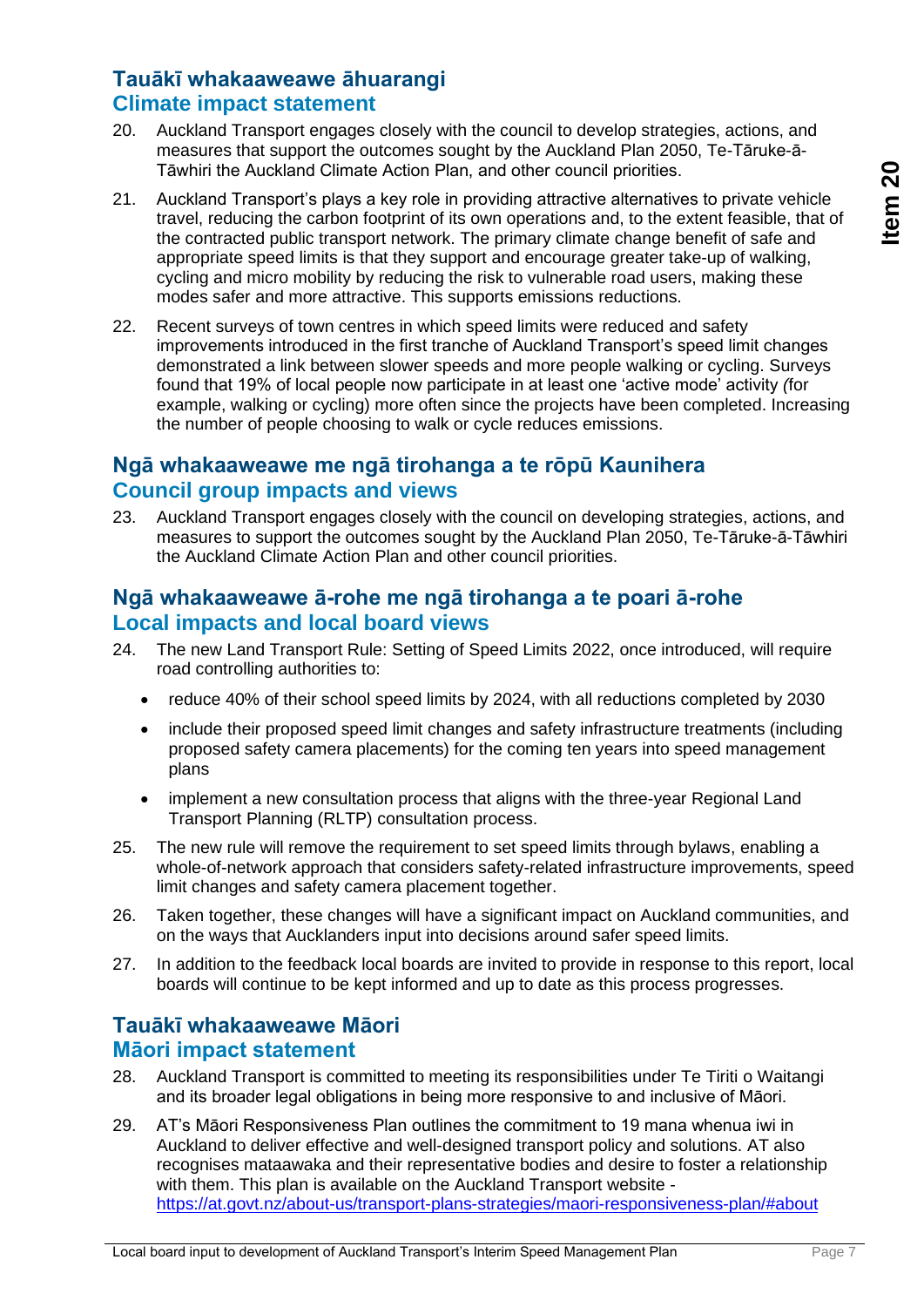## Tauākī whakaaweawe āhuarangi
## Climate impact statement

20. Auckland Transport engages closely with the council to develop strategies, actions, and measures that support the outcomes sought by the Auckland Plan 2050, Te-Tāruke-ā-Tāwhiri the Auckland Climate Action Plan, and other council priorities.

21. Auckland Transport's plays a key role in providing attractive alternatives to private vehicle travel, reducing the carbon footprint of its own operations and, to the extent feasible, that of the contracted public transport network. The primary climate change benefit of safe and appropriate speed limits is that they support and encourage greater take-up of walking, cycling and micro mobility by reducing the risk to vulnerable road users, making these modes safer and more attractive. This supports emissions reductions.

22. Recent surveys of town centres in which speed limits were reduced and safety improvements introduced in the first tranche of Auckland Transport's speed limit changes demonstrated a link between slower speeds and more people walking or cycling. Surveys found that 19% of local people now participate in at least one 'active mode' activity (for example, walking or cycling) more often since the projects have been completed. Increasing the number of people choosing to walk or cycle reduces emissions.

## Ngā whakaaweawe me ngā tirohanga a te rōpū Kaunihera
## Council group impacts and views

23. Auckland Transport engages closely with the council on developing strategies, actions, and measures to support the outcomes sought by the Auckland Plan 2050, Te-Tāruke-ā-Tāwhiri the Auckland Climate Action Plan and other council priorities.

## Ngā whakaaweawe ā-rohe me ngā tirohanga a te poari ā-rohe
## Local impacts and local board views

24. The new Land Transport Rule: Setting of Speed Limits 2022, once introduced, will require road controlling authorities to:
    - reduce 40% of their school speed limits by 2024, with all reductions completed by 2030
    - include their proposed speed limit changes and safety infrastructure treatments (including proposed safety camera placements) for the coming ten years into speed management plans
    - implement a new consultation process that aligns with the three-year Regional Land Transport Planning (RLTP) consultation process.

25. The new rule will remove the requirement to set speed limits through bylaws, enabling a whole-of-network approach that considers safety-related infrastructure improvements, speed limit changes and safety camera placement together.

26. Taken together, these changes will have a significant impact on Auckland communities, and on the ways that Aucklanders input into decisions around safer speed limits.

27. In addition to the feedback local boards are invited to provide in response to this report, local boards will continue to be kept informed and up to date as this process progresses.

## Tauākī whakaaweawe Māori
## Māori impact statement

28. Auckland Transport is committed to meeting its responsibilities under Te Tiriti o Waitangi and its broader legal obligations in being more responsive to and inclusive of Māori.

29. AT's Māori Responsiveness Plan outlines the commitment to 19 mana whenua iwi in Auckland to deliver effective and well-designed transport policy and solutions. AT also recognises mataawaka and their representative bodies and desire to foster a relationship with them. This plan is available on the Auckland Transport website - https://at.govt.nz/about-us/transport-plans-strategies/maori-responsiveness-plan/#about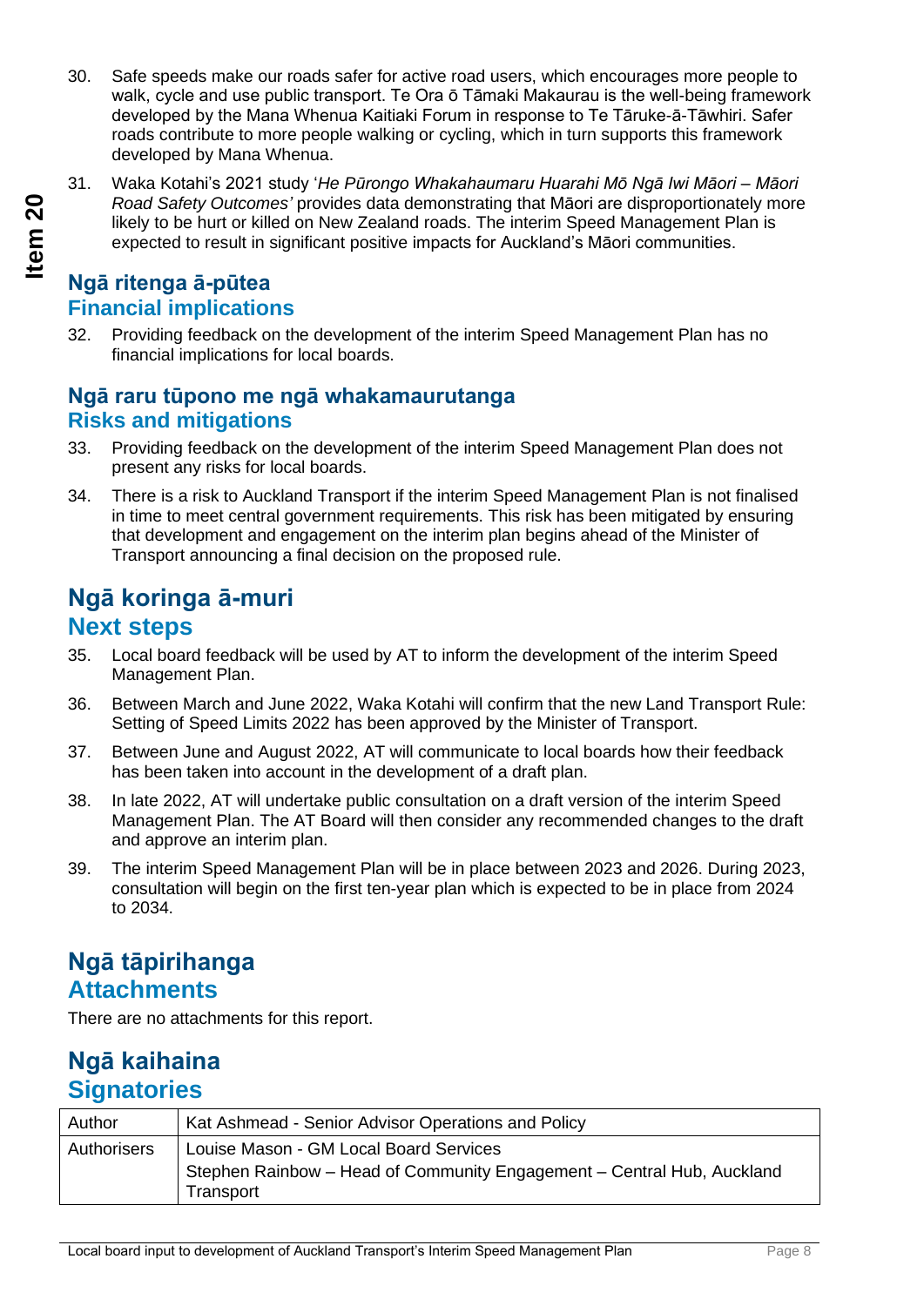30. Safe speeds make our roads safer for active road users, which encourages more people to walk, cycle and use public transport. Te Ora ō Tāmaki Makaurau is the well-being framework developed by the Mana Whenua Kaitiaki Forum in response to Te Tāruke-ā-Tāwhiri. Safer roads contribute to more people walking or cycling, which in turn supports this framework developed by Mana Whenua.

31. Waka Kotahi's 2021 study '*He Pūrongo Whakahaumaru Huarahi Mō Ngā Iwi Māori – Māori Road Safety Outcomes'* provides data demonstrating that Māori are disproportionately more likely to be hurt or killed on New Zealand roads. The interim Speed Management Plan is expected to result in significant positive impacts for Auckland's Māori communities.

### Ngā ritenga ā-pūtea
### Financial implications

32. Providing feedback on the development of the interim Speed Management Plan has no financial implications for local boards.

### Ngā raru tūpono me ngā whakamaurutanga
### Risks and mitigations

33. Providing feedback on the development of the interim Speed Management Plan does not present any risks for local boards.

34. There is a risk to Auckland Transport if the interim Speed Management Plan is not finalised in time to meet central government requirements. This risk has been mitigated by ensuring that development and engagement on the interim plan begins ahead of the Minister of Transport announcing a final decision on the proposed rule.

## Ngā koringa ā-muri
## Next steps

35. Local board feedback will be used by AT to inform the development of the interim Speed Management Plan.

36. Between March and June 2022, Waka Kotahi will confirm that the new Land Transport Rule: Setting of Speed Limits 2022 has been approved by the Minister of Transport.

37. Between June and August 2022, AT will communicate to local boards how their feedback has been taken into account in the development of a draft plan.

38. In late 2022, AT will undertake public consultation on a draft version of the interim Speed Management Plan. The AT Board will then consider any recommended changes to the draft and approve an interim plan.

39. The interim Speed Management Plan will be in place between 2023 and 2026. During 2023, consultation will begin on the first ten-year plan which is expected to be in place from 2024 to 2034.

## Ngā tāpirihanga
## Attachments

There are no attachments for this report.

## Ngā kaihaina
## Signatories

| | |
|---|---|
| Author | Kat Ashmead - Senior Advisor Operations and Policy |
| Authorisers | Louise Mason - GM Local Board Services<br>Stephen Rainbow – Head of Community Engagement – Central Hub, Auckland Transport |